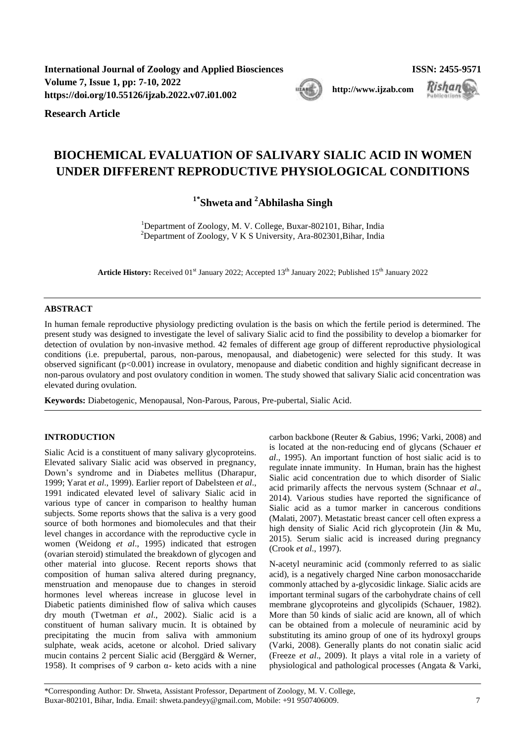**International Journal of Zoology and Applied Biosciences**
**Volume 7, Issue 1, pp: 7-10, 2022**
**https://doi.org/10.55126/ijzab.2022.v07.i01.002**

**ISSN: 2455-9571**

**http://www.ijzab.com**

**Research Article**

# BIOCHEMICAL EVALUATION OF SALIVARY SIALIC ACID IN WOMEN UNDER DIFFERENT REPRODUCTIVE PHYSIOLOGICAL CONDITIONS

**[1*]Shweta and [2]Abhilasha Singh**

[1]Department of Zoology, M. V. College, Buxar-802101, Bihar, India
[2]Department of Zoology, V K S University, Ara-802301,Bihar, India

**Article History:** Received 01st January 2022; Accepted 13th January 2022; Published 15th January 2022

## ABSTRACT

In human female reproductive physiology predicting ovulation is the basis on which the fertile period is determined. The present study was designed to investigate the level of salivary Sialic acid to find the possibility to develop a biomarker for detection of ovulation by non-invasive method. 42 females of different age group of different reproductive physiological conditions (i.e. prepubertal, parous, non-parous, menopausal, and diabetogenic) were selected for this study. It was observed significant ($p<0.001$) increase in ovulatory, menopause and diabetic condition and highly significant decrease in non-parous ovulatory and post ovulatory condition in women. The study showed that salivary Sialic acid concentration was elevated during ovulation.

**Keywords:** Diabetogenic, Menopausal, Non-Parous, Parous, Pre-pubertal, Sialic Acid.

## INTRODUCTION

Sialic Acid is a constituent of many salivary glycoproteins. Elevated salivary Sialic acid was observed in pregnancy, Down's syndrome and in Diabetes mellitus (Dharapur, 1999; Yarat *et al*., 1999). Earlier report of Dabelsteen *et al*., 1991 indicated elevated level of salivary Sialic acid in various type of cancer in comparison to healthy human subjects. Some reports shows that the saliva is a very good source of both hormones and biomolecules and that their level changes in accordance with the reproductive cycle in women (Weidong *et al*., 1995) indicated that estrogen (ovarian steroid) stimulated the breakdown of glycogen and other material into glucose. Recent reports shows that composition of human saliva altered during pregnancy, menstruation and menopause due to changes in steroid hormones level whereas increase in glucose level in Diabetic patients diminished flow of saliva which causes dry mouth (Twetman *et al*., 2002). Sialic acid is a constituent of human salivary mucin. It is obtained by precipitating the mucin from saliva with ammonium sulphate, weak acids, acetone or alcohol. Dried salivary mucin contains 2 percent Sialic acid (Berggärd & Werner, 1958). It comprises of 9 carbon α- keto acids with a nine carbon backbone (Reuter & Gabius, 1996; Varki, 2008) and is located at the non-reducing end of glycans (Schauer *et al*., 1995). An important function of host sialic acid is to regulate innate immunity. In Human, brain has the highest Sialic acid concentration due to which disorder of Sialic acid primarily affects the nervous system (Schnaar *et al*., 2014). Various studies have reported the significance of Sialic acid as a tumor marker in cancerous conditions (Malati, 2007). Metastatic breast cancer cell often express a high density of Sialic Acid rich glycoprotein (Jin & Mu, 2015). Serum sialic acid is increased during pregnancy (Crook *et al*., 1997).

N-acetyl neuraminic acid (commonly referred to as sialic acid), is a negatively charged Nine carbon monosaccharide commonly attached by a-glycosidic linkage. Sialic acids are important terminal sugars of the carbohydrate chains of cell membrane glycoproteins and glycolipids (Schauer, 1982). More than 50 kinds of sialic acid are known, all of which can be obtained from a molecule of neuraminic acid by substituting its amino group of one of its hydroxyl groups (Varki, 2008). Generally plants do not conatin sialic acid (Freeze *et al*., 2009). It plays a vital role in a variety of physiological and pathological processes (Angata & Varki,

*Corresponding Author: Dr. Shweta, Assistant Professor, Department of Zoology, M. V. College, Buxar-802101, Bihar, India. Email: shweta.pandeyy@gmail.com, Mobile: +91 9507406009.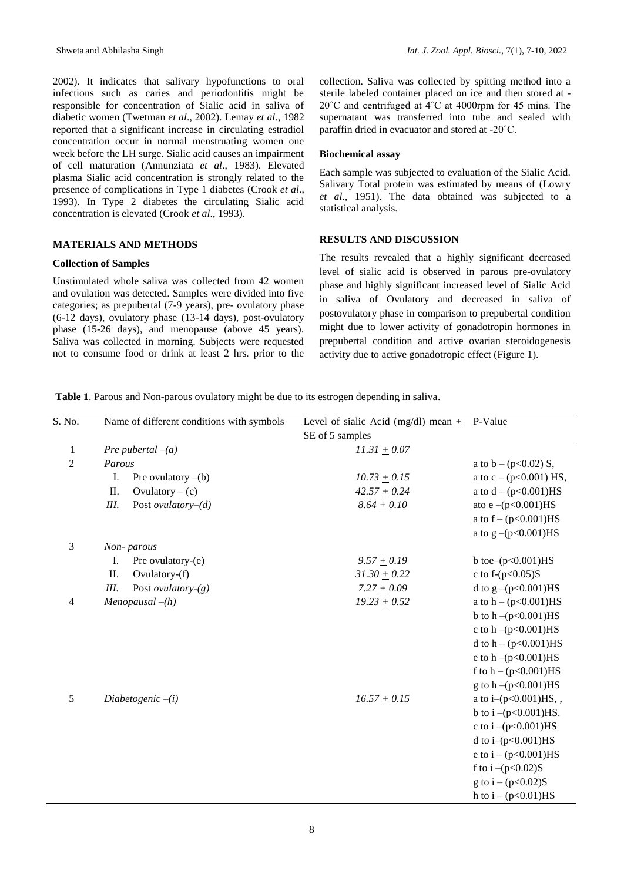2002). It indicates that salivary hypofunctions to oral infections such as caries and periodontitis might be responsible for concentration of Sialic acid in saliva of diabetic women (Twetman *et al*., 2002). Lemay *et al*., 1982 reported that a significant increase in circulating estradiol concentration occur in normal menstruating women one week before the LH surge. Sialic acid causes an impairment of cell maturation (Annunziata *et al*., 1983). Elevated plasma Sialic acid concentration is strongly related to the presence of complications in Type 1 diabetes (Crook *et al*., 1993). In Type 2 diabetes the circulating Sialic acid concentration is elevated (Crook *et al*., 1993).

## MATERIALS AND METHODS

### Collection of Samples

Unstimulated whole saliva was collected from 42 women and ovulation was detected. Samples were divided into five categories; as prepubertal (7-9 years), pre- ovulatory phase (6-12 days), ovulatory phase (13-14 days), post-ovulatory phase (15-26 days), and menopause (above 45 years). Saliva was collected in morning. Subjects were requested not to consume food or drink at least 2 hrs. prior to the collection. Saliva was collected by spitting method into a sterile labeled container placed on ice and then stored at -20˚C and centrifuged at 4˚C at 4000rpm for 45 mins. The supernatant was transferred into tube and sealed with paraffin dried in evacuator and stored at -20˚C.

### Biochemical assay

Each sample was subjected to evaluation of the Sialic Acid. Salivary Total protein was estimated by means of (Lowry *et al*., 1951). The data obtained was subjected to a statistical analysis.

## RESULTS AND DISCUSSION

The results revealed that a highly significant decreased level of sialic acid is observed in parous pre-ovulatory phase and highly significant increased level of Sialic Acid in saliva of Ovulatory and decreased in saliva of postovulatory phase in comparison to prepubertal condition might due to lower activity of gonadotropin hormones in prepubertal condition and active ovarian steroidogenesis activity due to active gonadotropic effect (Figure 1).

**Table 1**. Parous and Non-parous ovulatory might be due to its estrogen depending in saliva.

| S. No. | Name of different conditions with symbols | Level of sialic Acid (mg/dl) mean ± SE of 5 samples | P-Value |
|---|---|---|---|
| 1 | *Pre pubertal –(a)* | *11.31 ± 0.07* | |
| 2 | *Parous* | | a to b – (p<0.02) S, |
| | I. Pre ovulatory –(b) | *10.73 ± 0.15* | a to c – (p<0.001) HS, |
| | II. Ovulatory – (c) | *42.57 ± 0.24* | a to d – (p<0.001)HS |
| | *III.* Post *ovulatory–(d)* | *8.64 ± 0.10* | ato e –(p<0.001)HS |
| | | | a to f – (p<0.001)HS |
| | | | a to g –(p<0.001)HS |
| 3 | *Non- parous* | | |
| | I. Pre ovulatory-(e) | *9.57 ± 0.19* | b toe–(p<0.001)HS |
| | II. Ovulatory-(f) | *31.30 ± 0.22* | c to f-(p<0.05)S |
| | *III.* Post *ovulatory-(g)* | *7.27 ± 0.09* | d to g –(p<0.001)HS |
| 4 | *Menopausal –(h)* | *19.23 ± 0.52* | a to h – (p<0.001)HS |
| | | | b to h –(p<0.001)HS |
| | | | c to h –(p<0.001)HS |
| | | | d to h – (p<0.001)HS |
| | | | e to h –(p<0.001)HS |
| | | | f to h – (p<0.001)HS |
| | | | g to h –(p<0.001)HS |
| 5 | *Diabetogenic –(i)* | *16.57 ± 0.15* | a to i–(p<0.001)HS, , |
| | | | b to i –(p<0.001)HS. |
| | | | c to i –(p<0.001)HS |
| | | | d to i–(p<0.001)HS |
| | | | e to i – (p<0.001)HS |
| | | | f to i –(p<0.02)S |
| | | | g to i – (p<0.02)S |
| | | | h to i – (p<0.01)HS |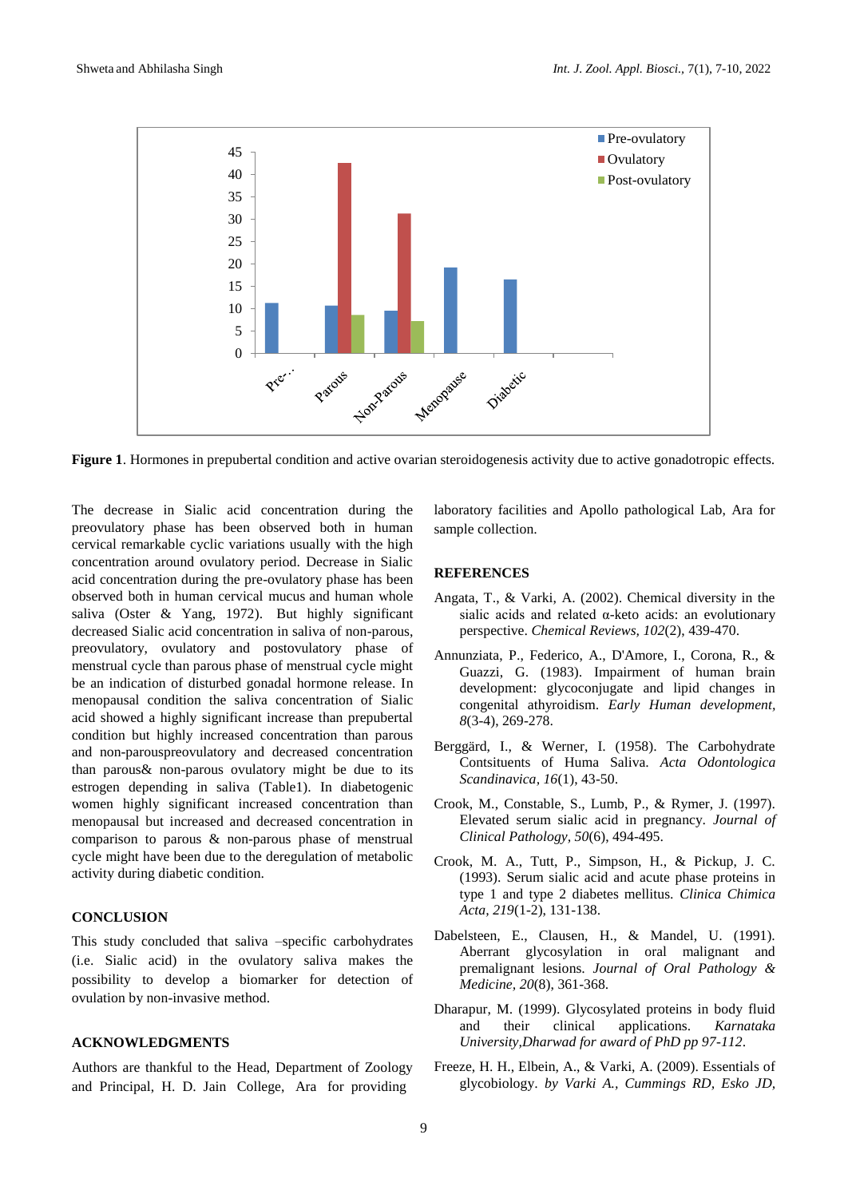**Figure 1**. Hormones in prepubertal condition and active ovarian steroidogenesis activity due to active gonadotropic effects.

The decrease in Sialic acid concentration during the preovulatory phase has been observed both in human cervical remarkable cyclic variations usually with the high concentration around ovulatory period. Decrease in Sialic acid concentration during the pre-ovulatory phase has been observed both in human cervical mucus and human whole saliva (Oster & Yang, 1972). But highly significant decreased Sialic acid concentration in saliva of non-parous, preovulatory, ovulatory and postovulatory phase of menstrual cycle than parous phase of menstrual cycle might be an indication of disturbed gonadal hormone release. In menopausal condition the saliva concentration of Sialic acid showed a highly significant increase than prepubertal condition but highly increased concentration than parous and non-parouspreovulatory and decreased concentration than parous& non-parous ovulatory might be due to its estrogen depending in saliva (Table1). In diabetogenic women highly significant increased concentration than menopausal but increased and decreased concentration in comparison to parous & non-parous phase of menstrual cycle might have been due to the deregulation of metabolic activity during diabetic condition.

## CONCLUSION

This study concluded that saliva –specific carbohydrates (i.e. Sialic acid) in the ovulatory saliva makes the possibility to develop a biomarker for detection of ovulation by non-invasive method.

## ACKNOWLEDGMENTS

Authors are thankful to the Head, Department of Zoology and Principal, H. D. Jain College, Ara for providing laboratory facilities and Apollo pathological Lab, Ara for sample collection.

## REFERENCES

Angata, T., & Varki, A. (2002). Chemical diversity in the sialic acids and related α-keto acids: an evolutionary perspective. *Chemical Reviews, 102*(2), 439-470.

Annunziata, P., Federico, A., D'Amore, I., Corona, R., & Guazzi, G. (1983). Impairment of human brain development: glycoconjugate and lipid changes in congenital athyroidism. *Early Human development, 8*(3-4), 269-278.

Berggärd, I., & Werner, I. (1958). The Carbohydrate Contsituents of Huma Saliva. *Acta Odontologica Scandinavica, 16*(1), 43-50.

Crook, M., Constable, S., Lumb, P., & Rymer, J. (1997). Elevated serum sialic acid in pregnancy. *Journal of Clinical Pathology, 50*(6), 494-495.

Crook, M. A., Tutt, P., Simpson, H., & Pickup, J. C. (1993). Serum sialic acid and acute phase proteins in type 1 and type 2 diabetes mellitus. *Clinica Chimica Acta, 219*(1-2), 131-138.

Dabelsteen, E., Clausen, H., & Mandel, U. (1991). Aberrant glycosylation in oral malignant and premalignant lesions. *Journal of Oral Pathology & Medicine, 20*(8), 361-368.

Dharapur, M. (1999). Glycosylated proteins in body fluid and their clinical applications. *Karnataka University,Dharwad for award of PhD pp 97-112*.

Freeze, H. H., Elbein, A., & Varki, A. (2009). Essentials of glycobiology. *by Varki A., Cummings RD, Esko JD,*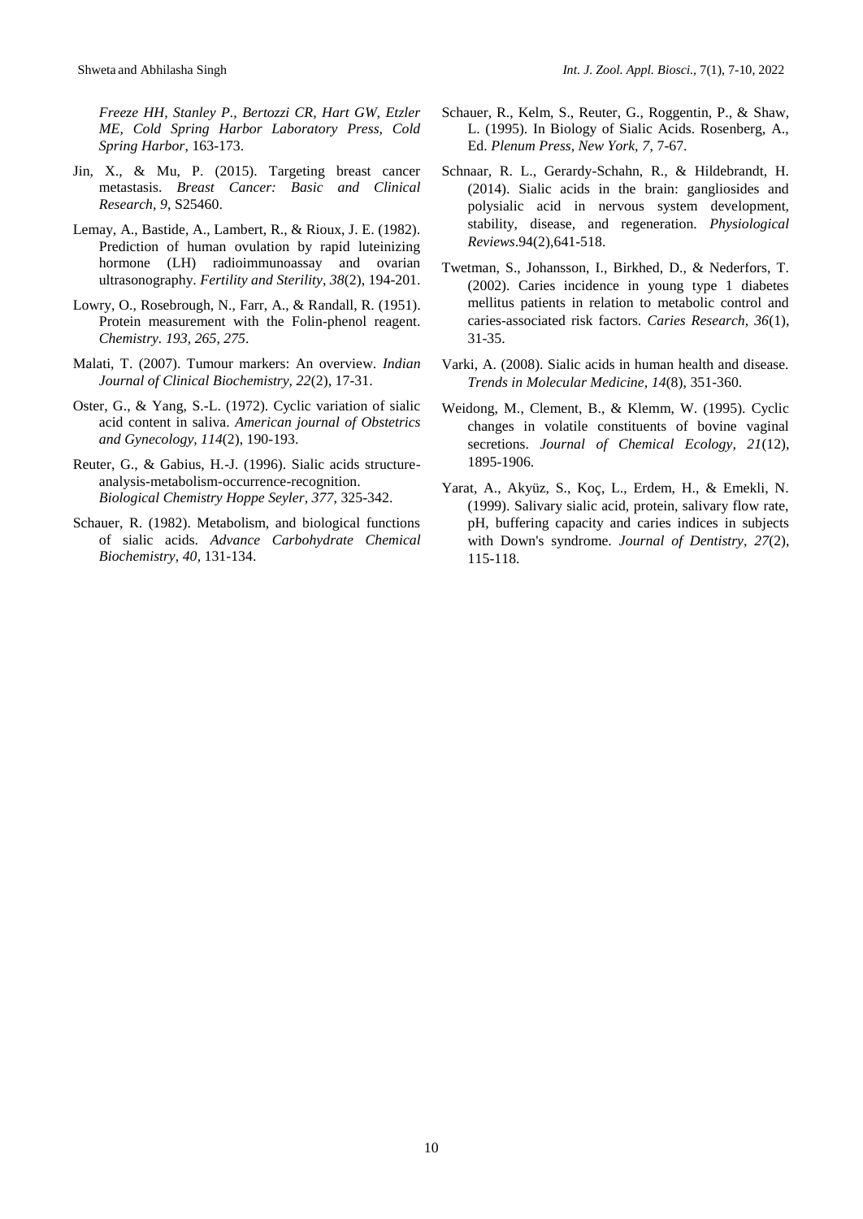*Freeze HH, Stanley P., Bertozzi CR, Hart GW, Etzler ME, Cold Spring Harbor Laboratory Press, Cold Spring Harbor*, 163-173.

Jin, X., & Mu, P. (2015). Targeting breast cancer metastasis. *Breast Cancer: Basic and Clinical Research, 9*, S25460.

Lemay, A., Bastide, A., Lambert, R., & Rioux, J. E. (1982). Prediction of human ovulation by rapid luteinizing hormone (LH) radioimmunoassay and ovarian ultrasonography. *Fertility and Sterility, 38*(2), 194-201.

Lowry, O., Rosebrough, N., Farr, A., & Randall, R. (1951). Protein measurement with the Folin-phenol reagent. *Chemistry. 193, 265, 275*.

Malati, T. (2007). Tumour markers: An overview. *Indian Journal of Clinical Biochemistry, 22*(2), 17-31.

Oster, G., & Yang, S.-L. (1972). Cyclic variation of sialic acid content in saliva. *American journal of Obstetrics and Gynecology, 114*(2), 190-193.

Reuter, G., & Gabius, H.-J. (1996). Sialic acids structure-analysis-metabolism-occurrence-recognition. *Biological Chemistry Hoppe Seyler, 377*, 325-342.

Schauer, R. (1982). Metabolism, and biological functions of sialic acids. *Advance Carbohydrate Chemical Biochemistry, 40*, 131-134.

Schauer, R., Kelm, S., Reuter, G., Roggentin, P., & Shaw, L. (1995). In Biology of Sialic Acids. Rosenberg, A., Ed. *Plenum Press, New York, 7*, 7-67.

Schnaar, R. L., Gerardy-Schahn, R., & Hildebrandt, H. (2014). Sialic acids in the brain: gangliosides and polysialic acid in nervous system development, stability, disease, and regeneration. *Physiological Reviews*.94(2),641-518.

Twetman, S., Johansson, I., Birkhed, D., & Nederfors, T. (2002). Caries incidence in young type 1 diabetes mellitus patients in relation to metabolic control and caries-associated risk factors. *Caries Research, 36*(1), 31-35.

Varki, A. (2008). Sialic acids in human health and disease. *Trends in Molecular Medicine, 14*(8), 351-360.

Weidong, M., Clement, B., & Klemm, W. (1995). Cyclic changes in volatile constituents of bovine vaginal secretions. *Journal of Chemical Ecology, 21*(12), 1895-1906.

Yarat, A., Akyüz, S., Koç, L., Erdem, H., & Emekli, N. (1999). Salivary sialic acid, protein, salivary flow rate, pH, buffering capacity and caries indices in subjects with Down's syndrome. *Journal of Dentistry, 27*(2), 115-118.